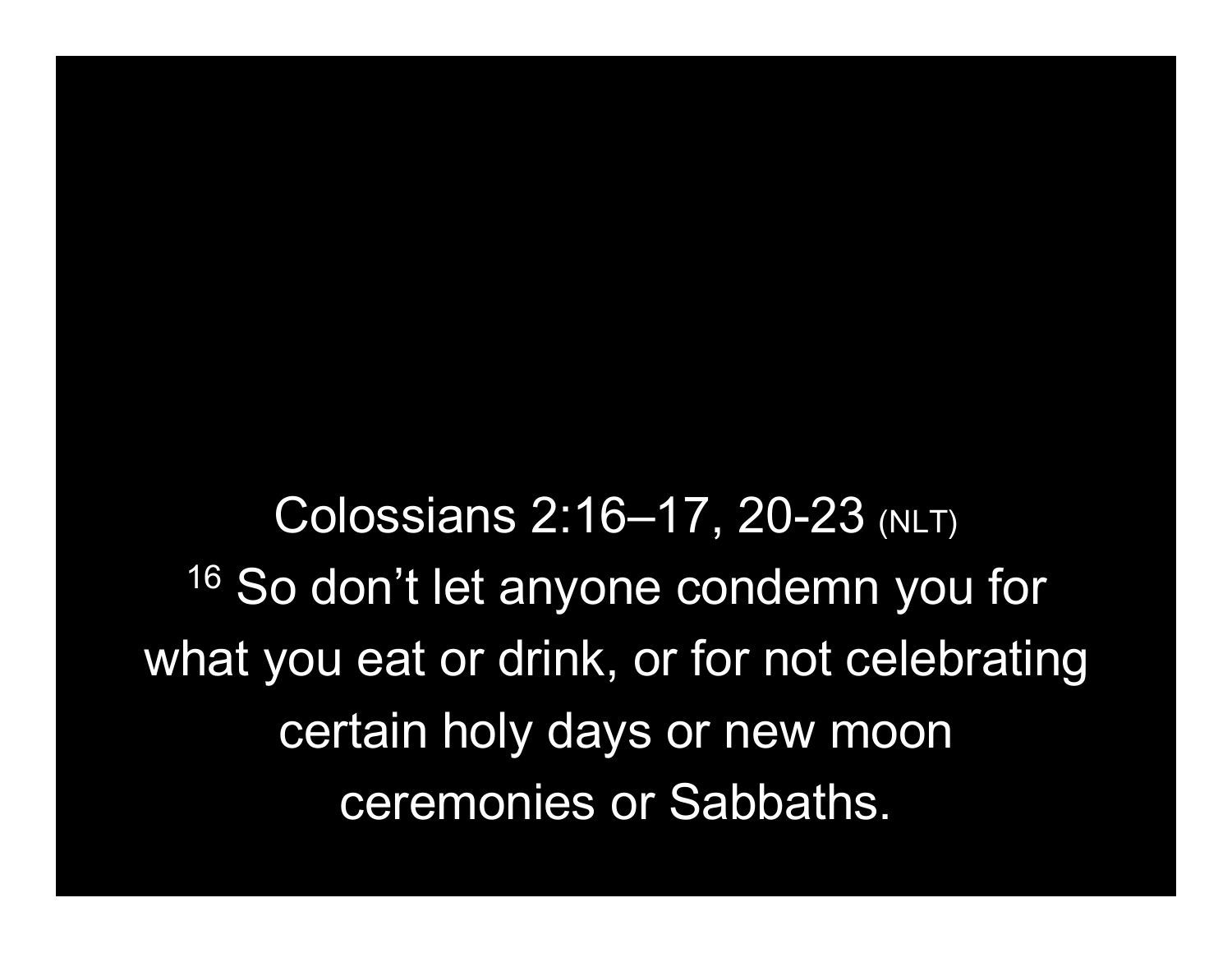Colossians 2:16–17, 20-23 (NLT)

[16] So don’t let anyone condemn you for what you eat or drink, or for not celebrating certain holy days or new moon ceremonies or Sabbaths.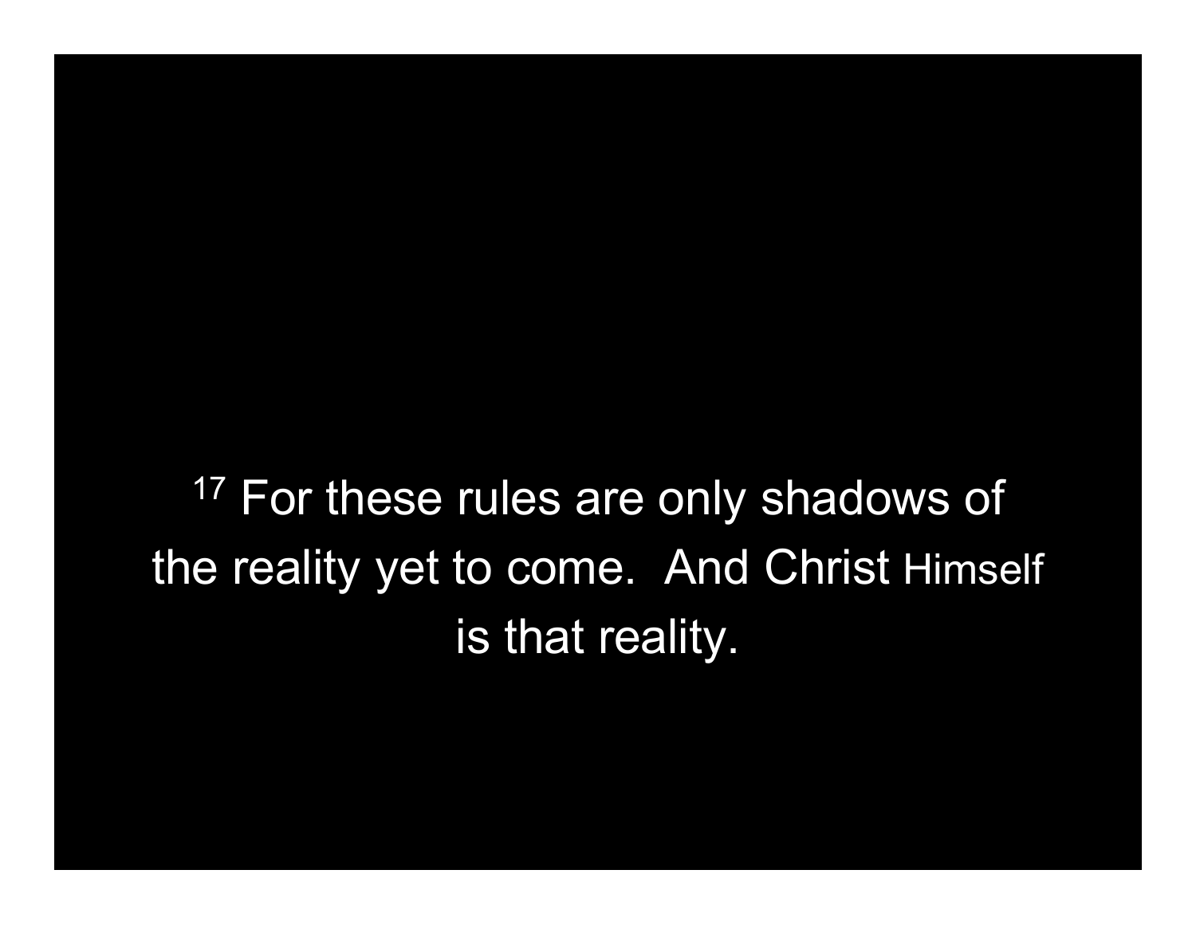[17] For these rules are only shadows of the reality yet to come. And Christ Himself is that reality.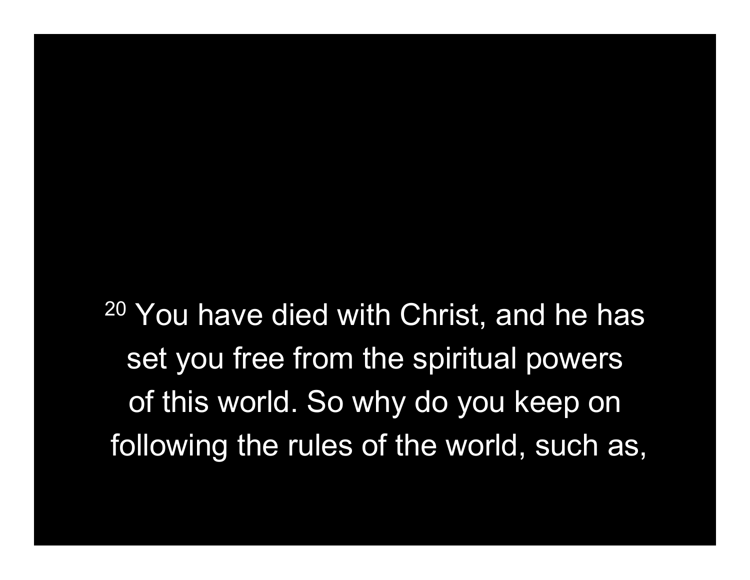[20] You have died with Christ, and he has set you free from the spiritual powers of this world. So why do you keep on following the rules of the world, such as,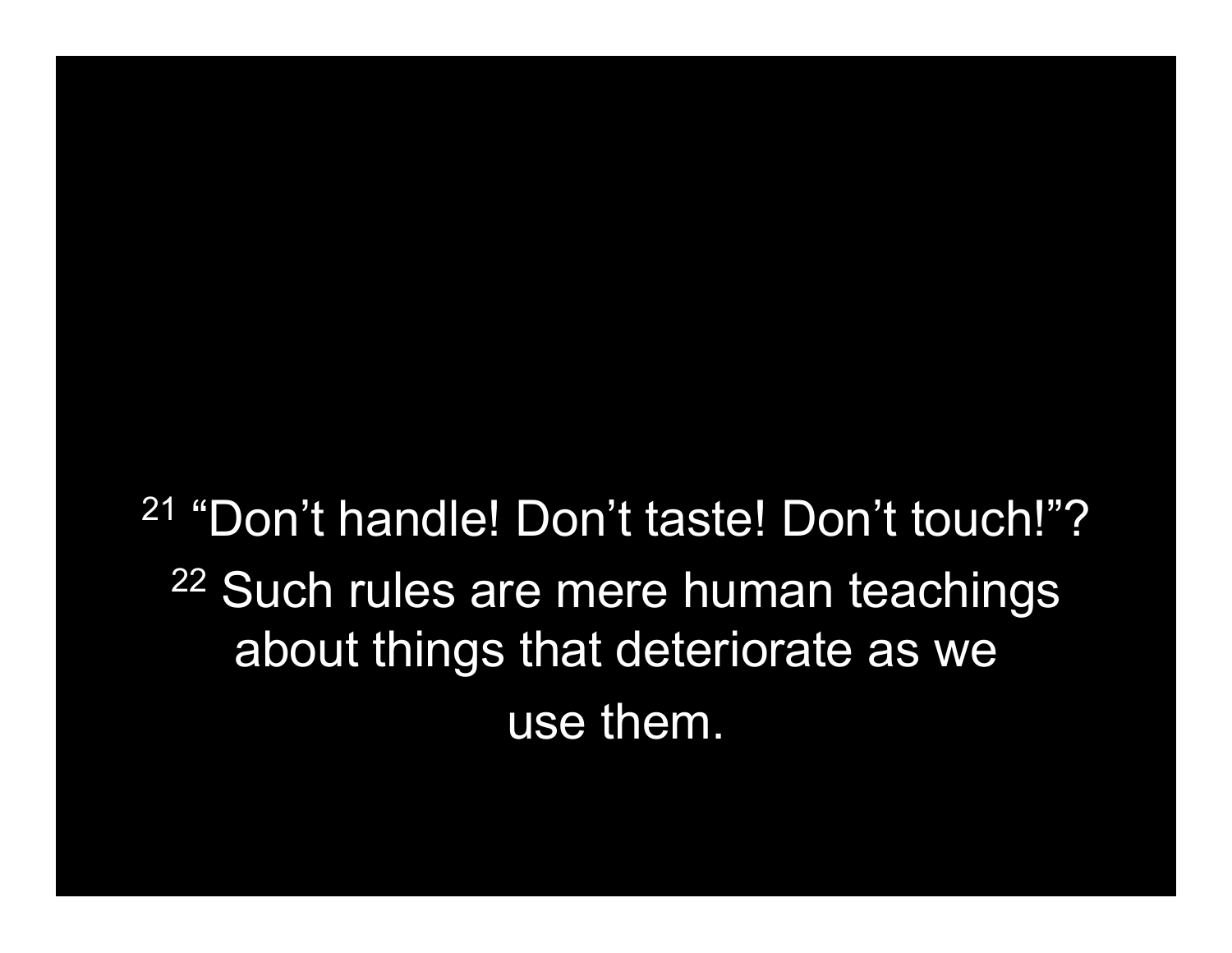[21] "Don't handle! Don't taste! Don't touch!"?

[22] Such rules are mere human teachings about things that deteriorate as we use them.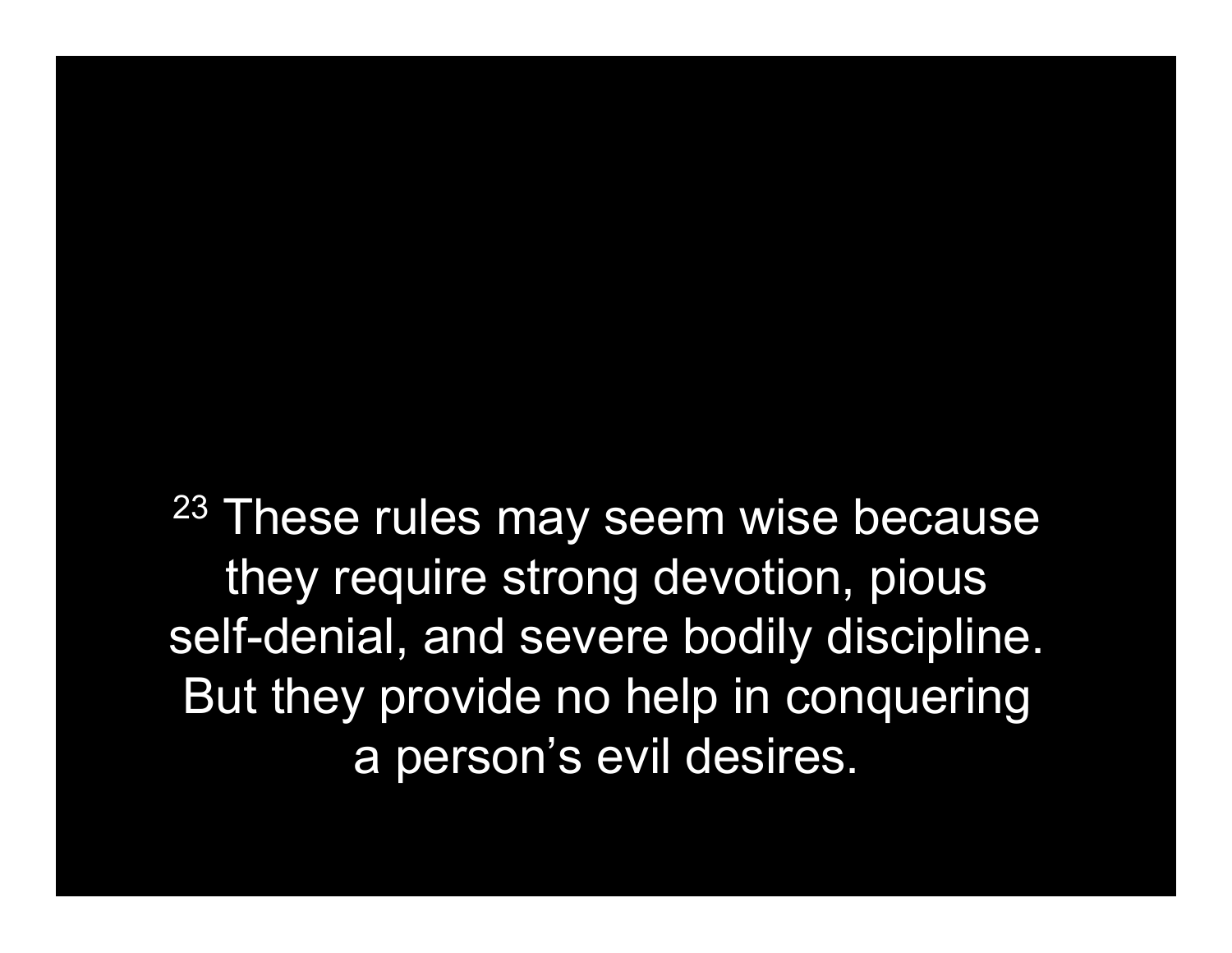[23] These rules may seem wise because they require strong devotion, pious self-denial, and severe bodily discipline. But they provide no help in conquering a person's evil desires.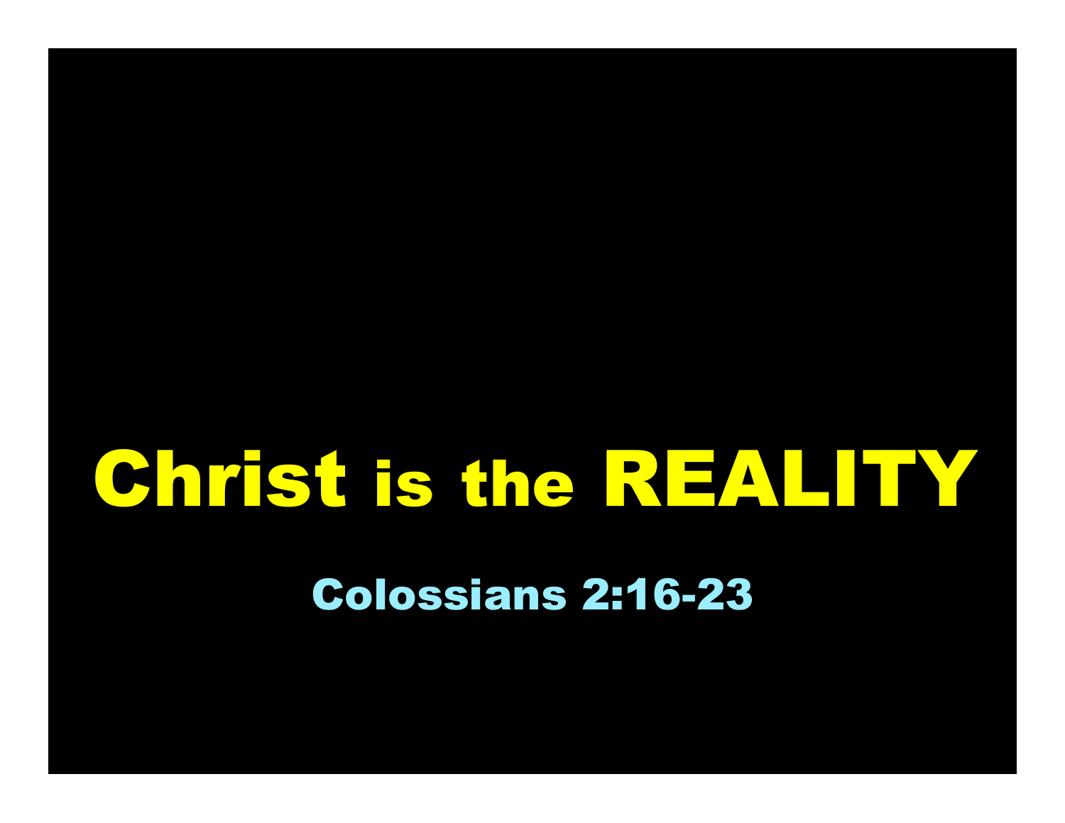# Christ is the REALITY

Colossians 2:16-23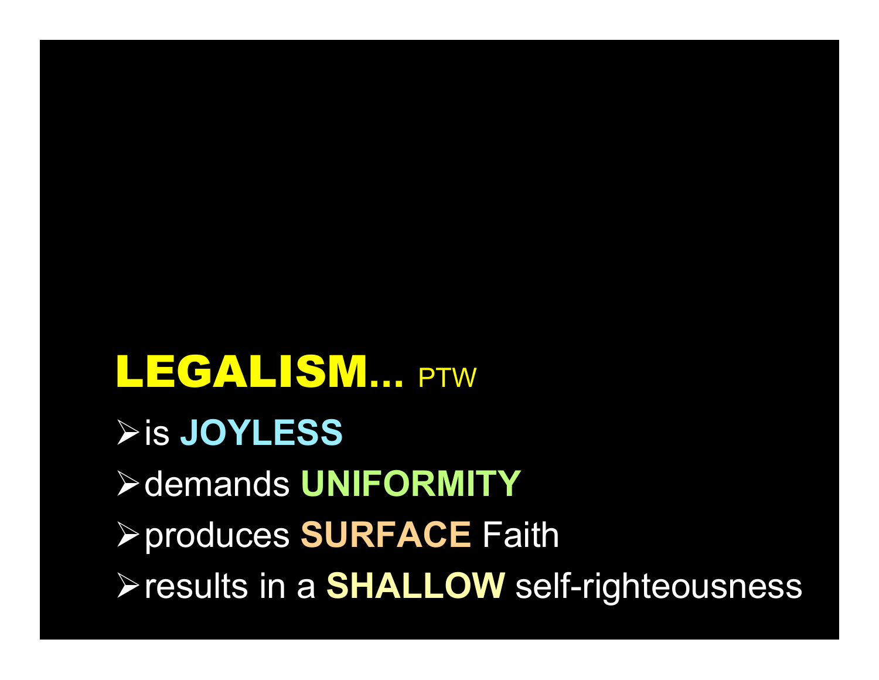# LEGALISM... PTW

- is **JOYLESS**
- demands **UNIFORMITY**
- produces **SURFACE** Faith
- results in a **SHALLOW** self-righteousness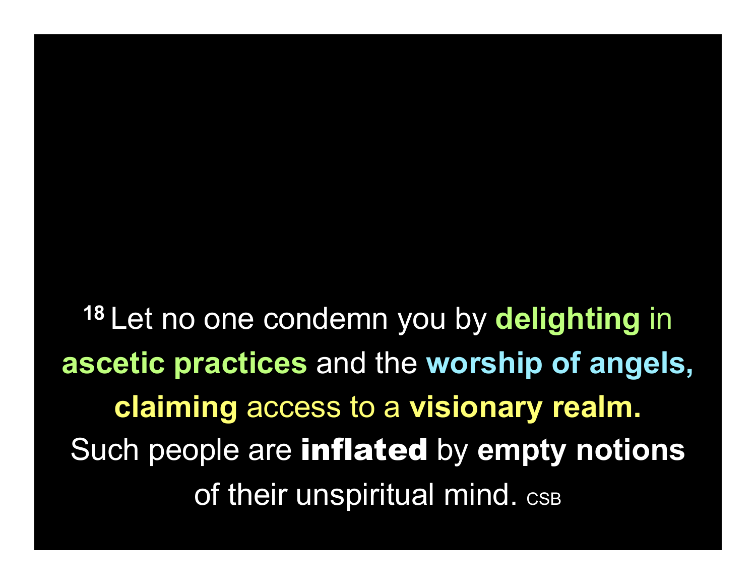[18] Let no one condemn you by **delighting** in **ascetic practices** and the **worship of angels,** **claiming** access to a **visionary realm.** Such people are **inflated** by **empty notions** of their unspiritual mind. CSB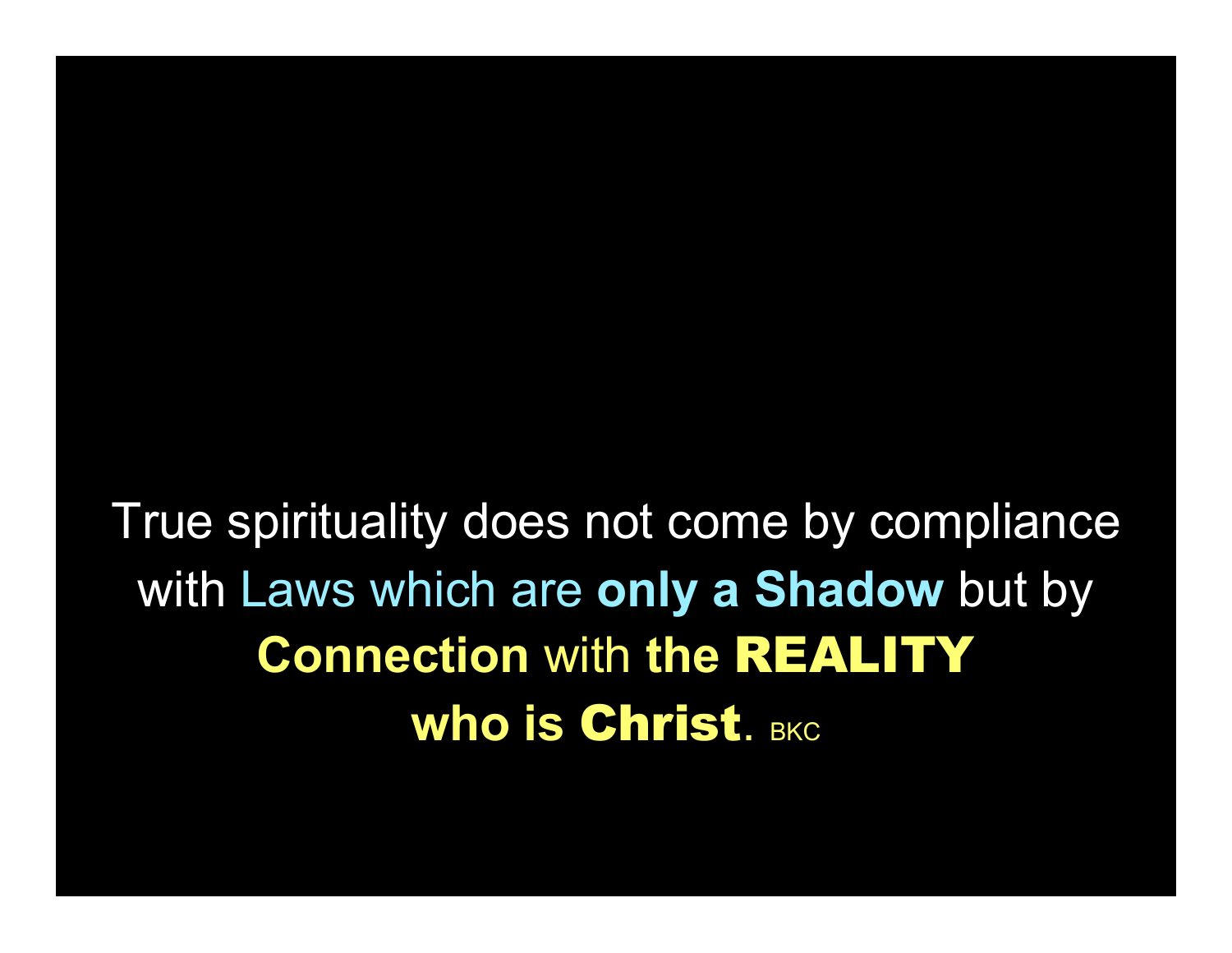True spirituality does not come by compliance with Laws which are **only a Shadow** but by **Connection** with **the REALITY who is Christ**. BKC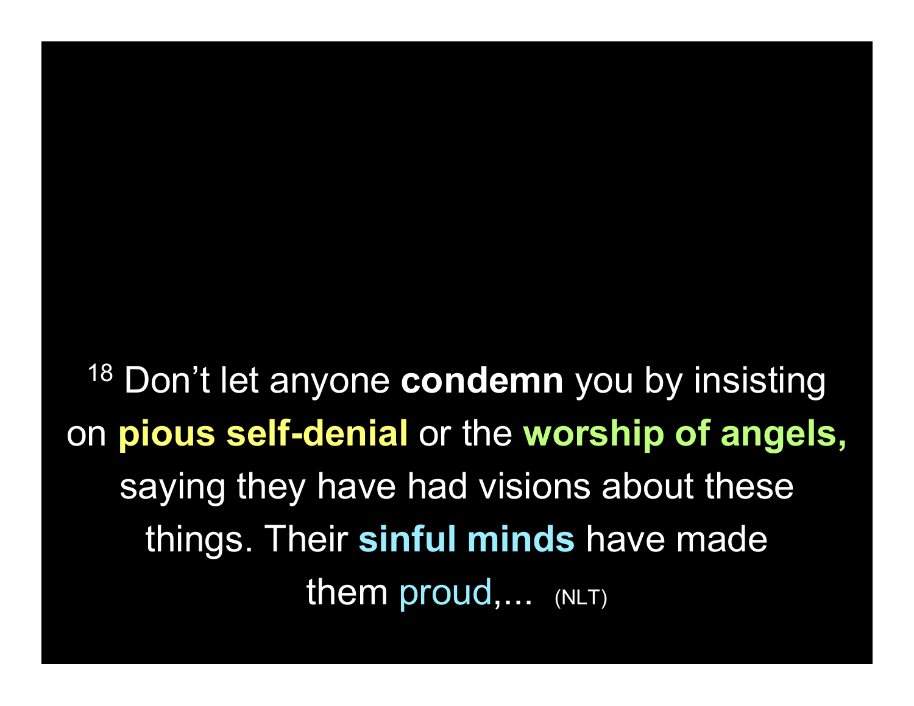[18] Don't let anyone **condemn** you by insisting on **pious self-denial** or the **worship of angels,** saying they have had visions about these things. Their **sinful minds** have made them proud,... (NLT)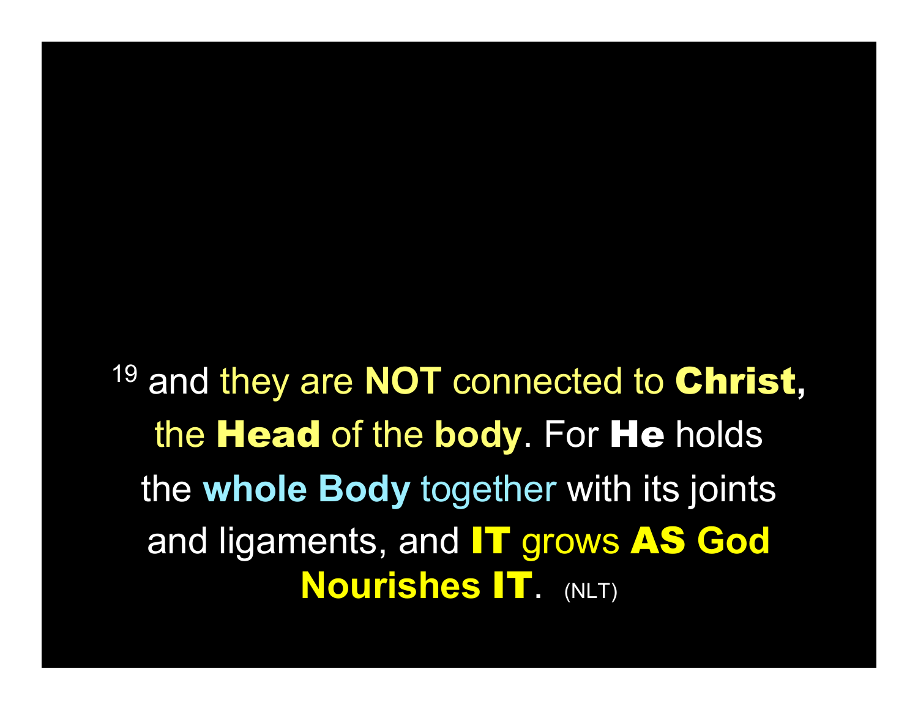[19] and they are **NOT** connected to **Christ,** the **Head** of the **body**. For **He** holds the **whole Body** together with its joints and ligaments, and **IT** grows **AS God Nourishes IT**. (NLT)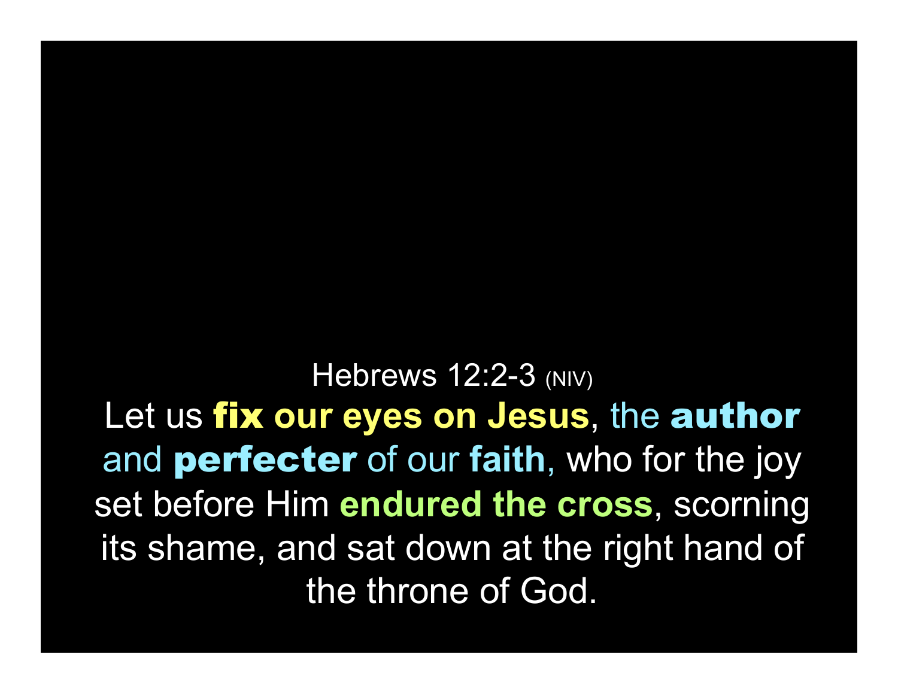Hebrews 12:2-3 (NIV)

Let us **fix our eyes on Jesus**, the **author** and **perfecter** of our **faith**, who for the joy set before Him **endured the cross**, scorning its shame, and sat down at the right hand of the throne of God.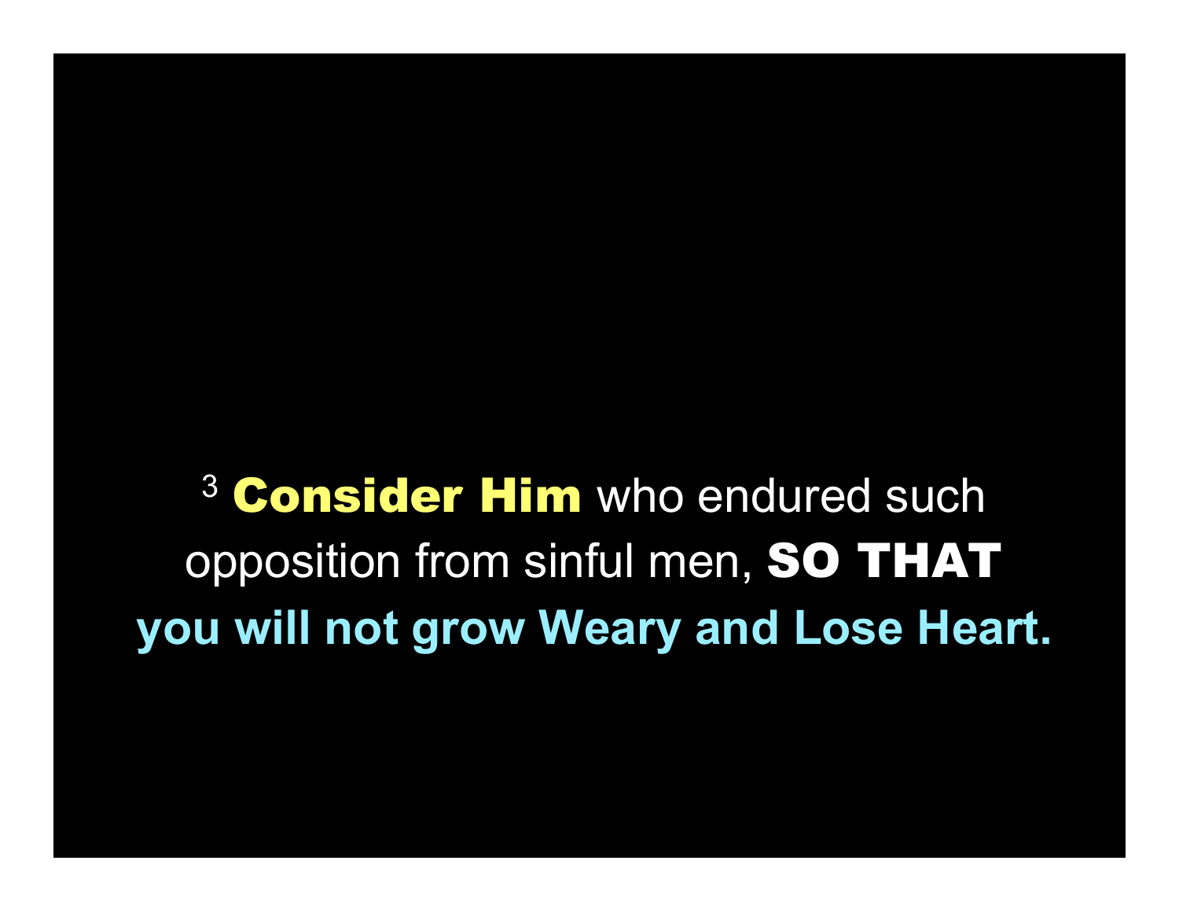[3] **Consider Him** who endured such opposition from sinful men, **SO THAT** **you will not grow Weary and Lose Heart.**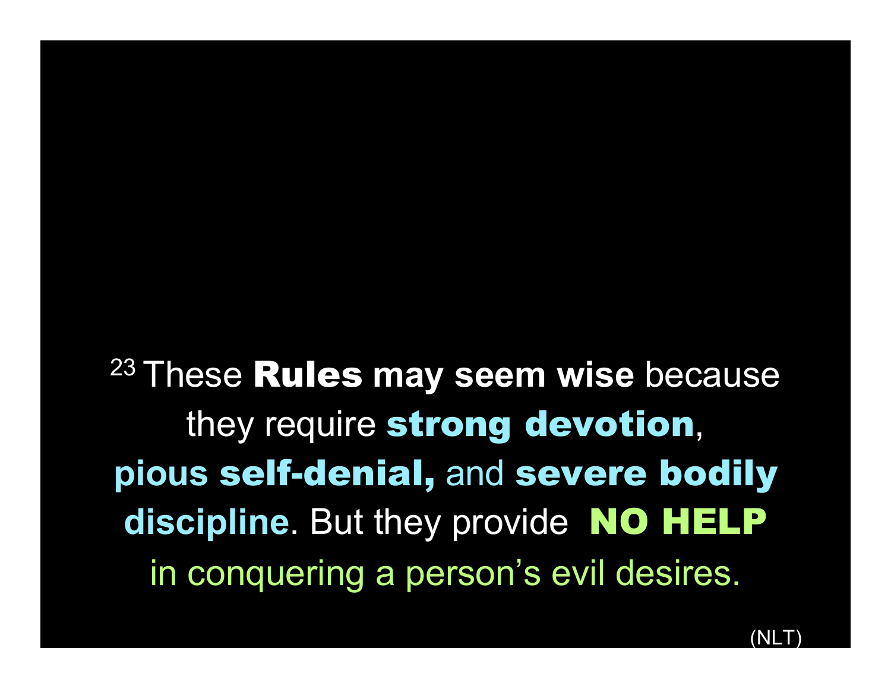[23] These **Rules may seem wise** because they require **strong devotion**, **pious self-denial,** and **severe bodily discipline**. But they provide **NO HELP** in conquering a person's evil desires.

(NLT)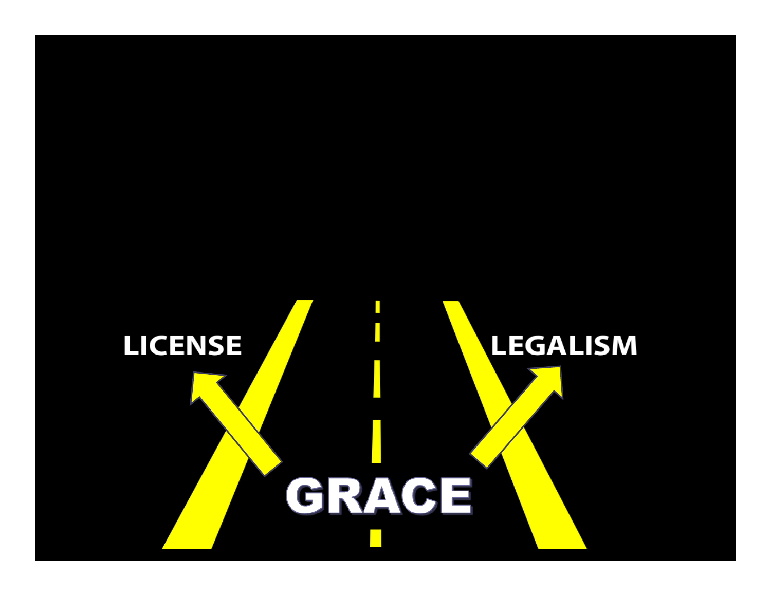LICENSE

LEGALISM

GRACE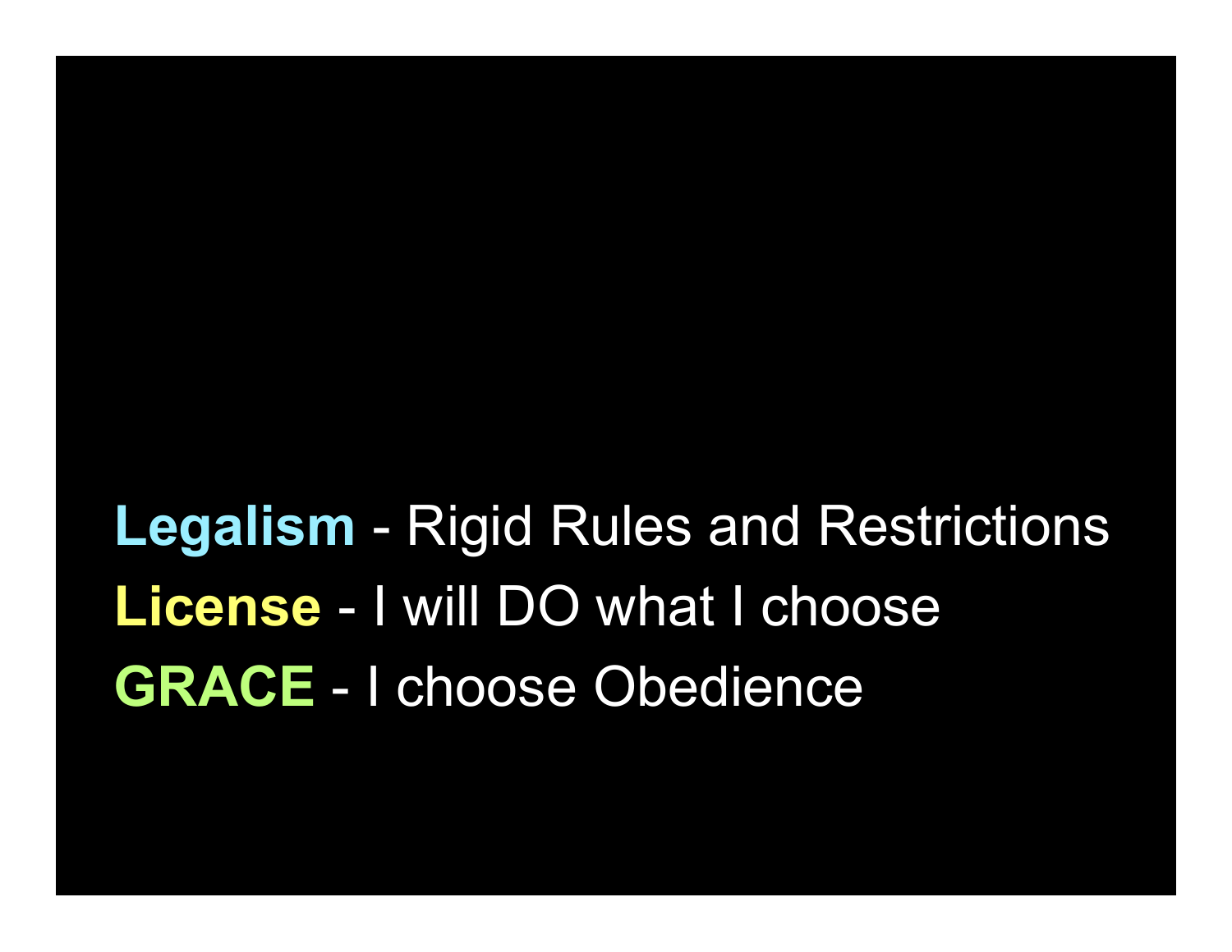**Legalism** - Rigid Rules and Restrictions

**License** - I will DO what I choose

**GRACE** - I choose Obedience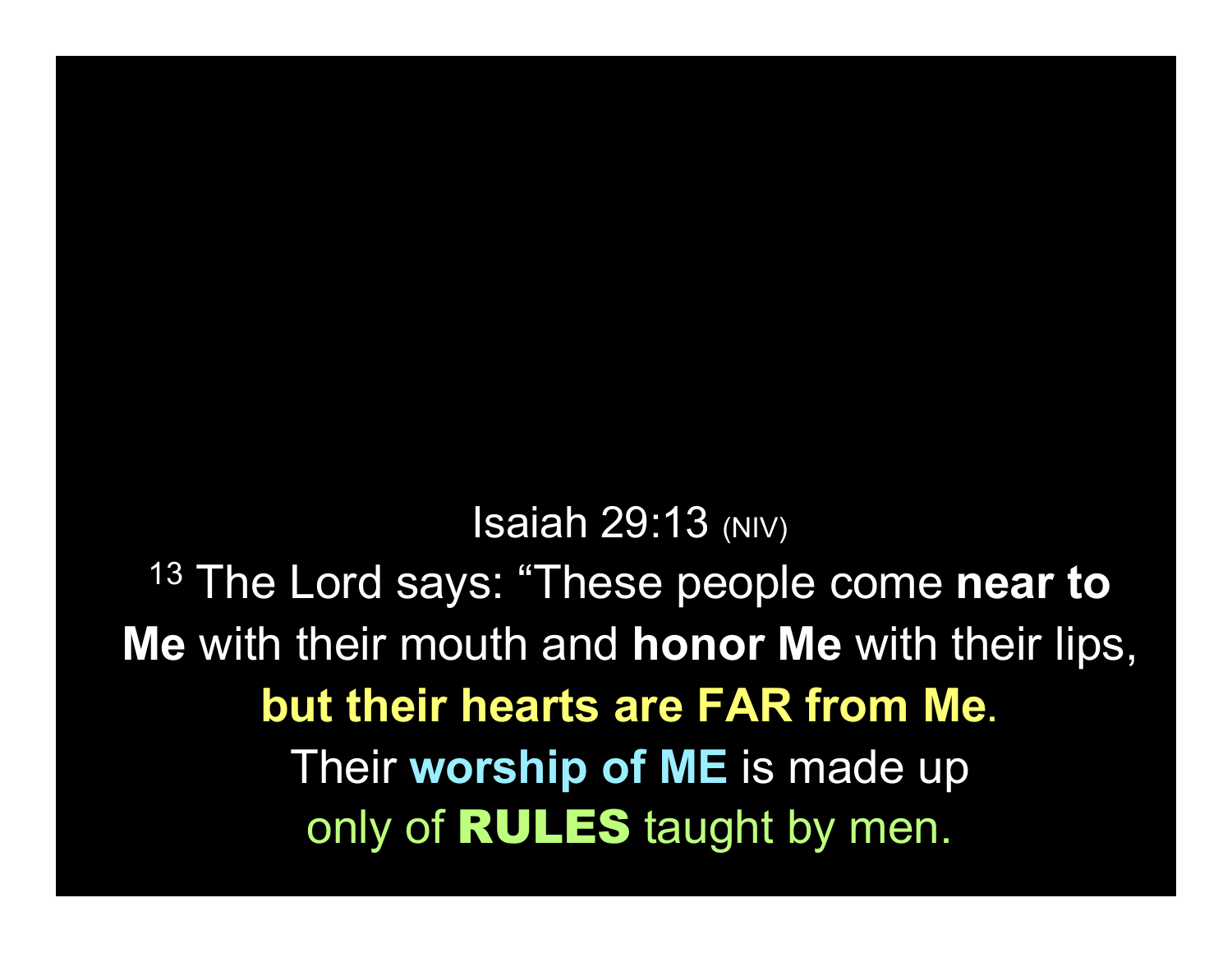Isaiah 29:13 (NIV)

13 The Lord says: “These people come **near to Me** with their mouth and **honor Me** with their lips, **but their hearts are FAR from Me**. Their **worship of ME** is made up only of **RULES** taught by men.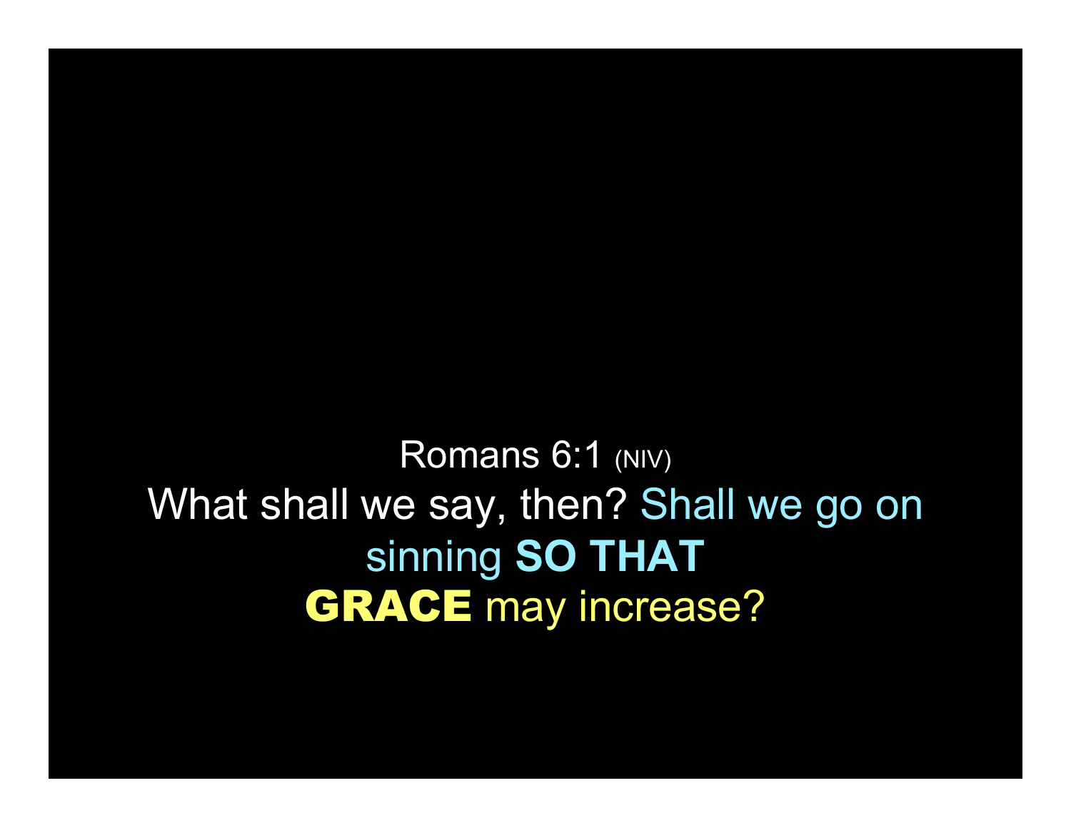Romans 6:1 (NIV)

What shall we say, then? Shall we go on sinning **SO THAT** **GRACE** may increase?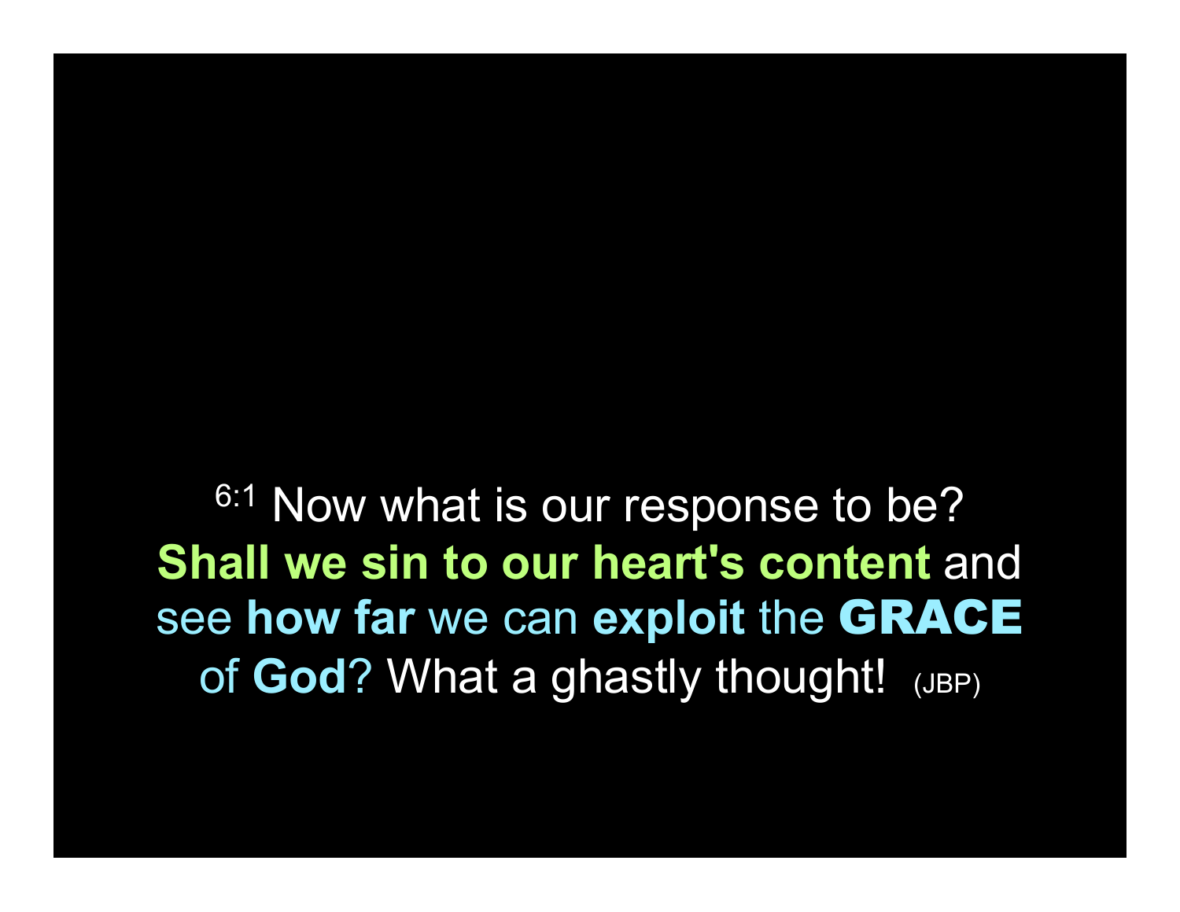6:1 Now what is our response to be? **Shall we sin to our heart's content** and see **how far** we can **exploit** the **GRACE** of **God**? What a ghastly thought! (JBP)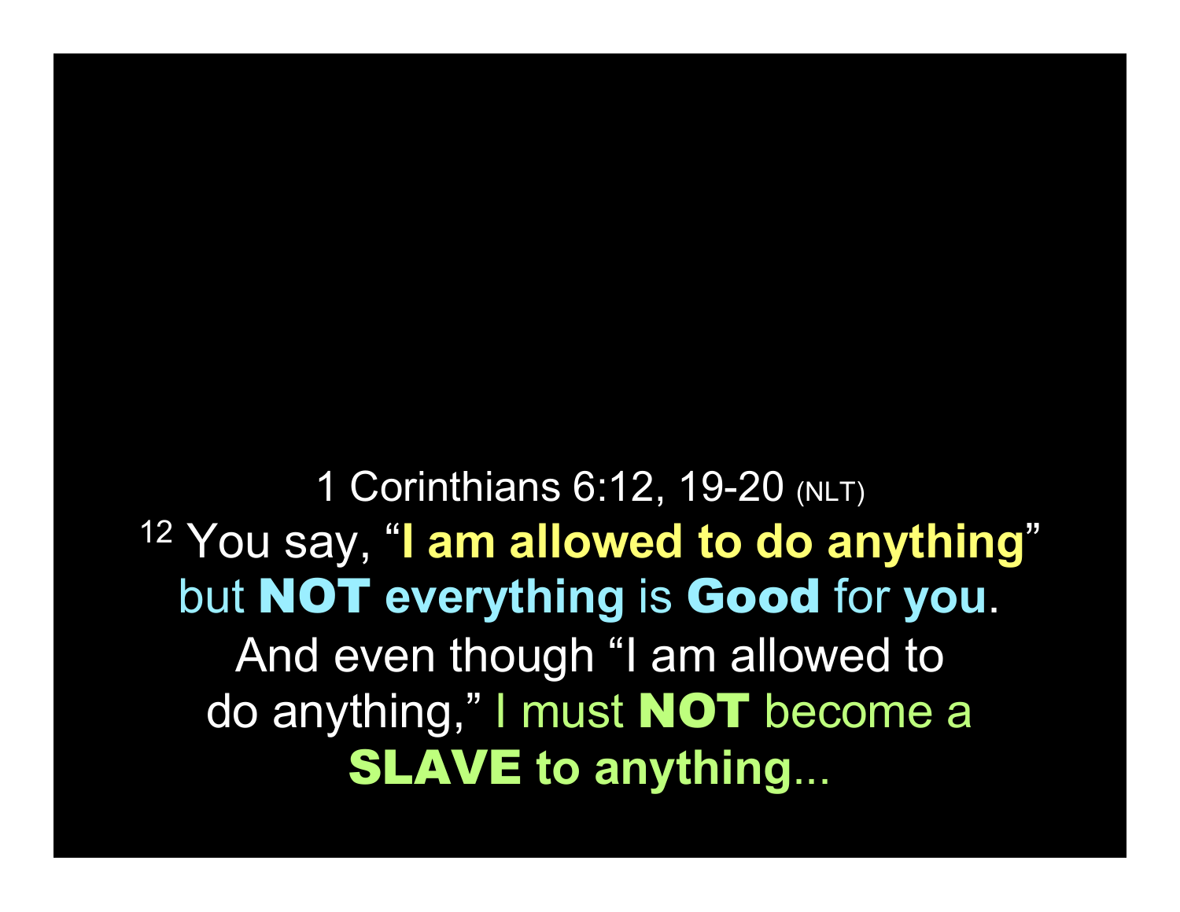1 Corinthians 6:12, 19-20 (NLT)

[12] You say, "**I am allowed to do anything**" but **NOT everything** is **Good** for **you**. And even though "I am allowed to do anything," I must **NOT** become a **SLAVE to anything**...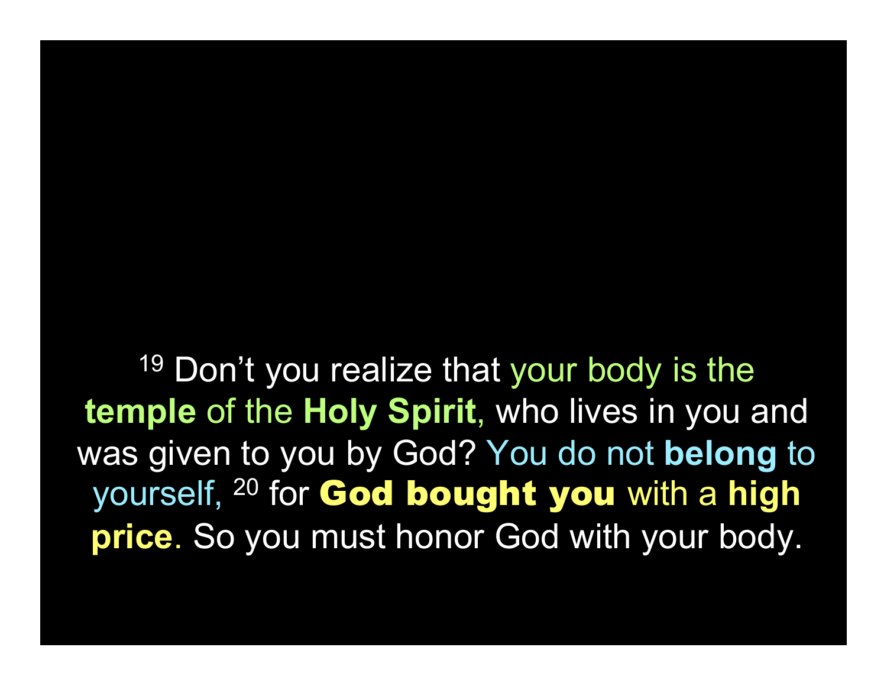[19] Don't you realize that your body is the **temple** of the **Holy Spirit**, who lives in you and was given to you by God? You do not **belong** to yourself, [20] for **God bought you** with a **high price**. So you must honor God with your body.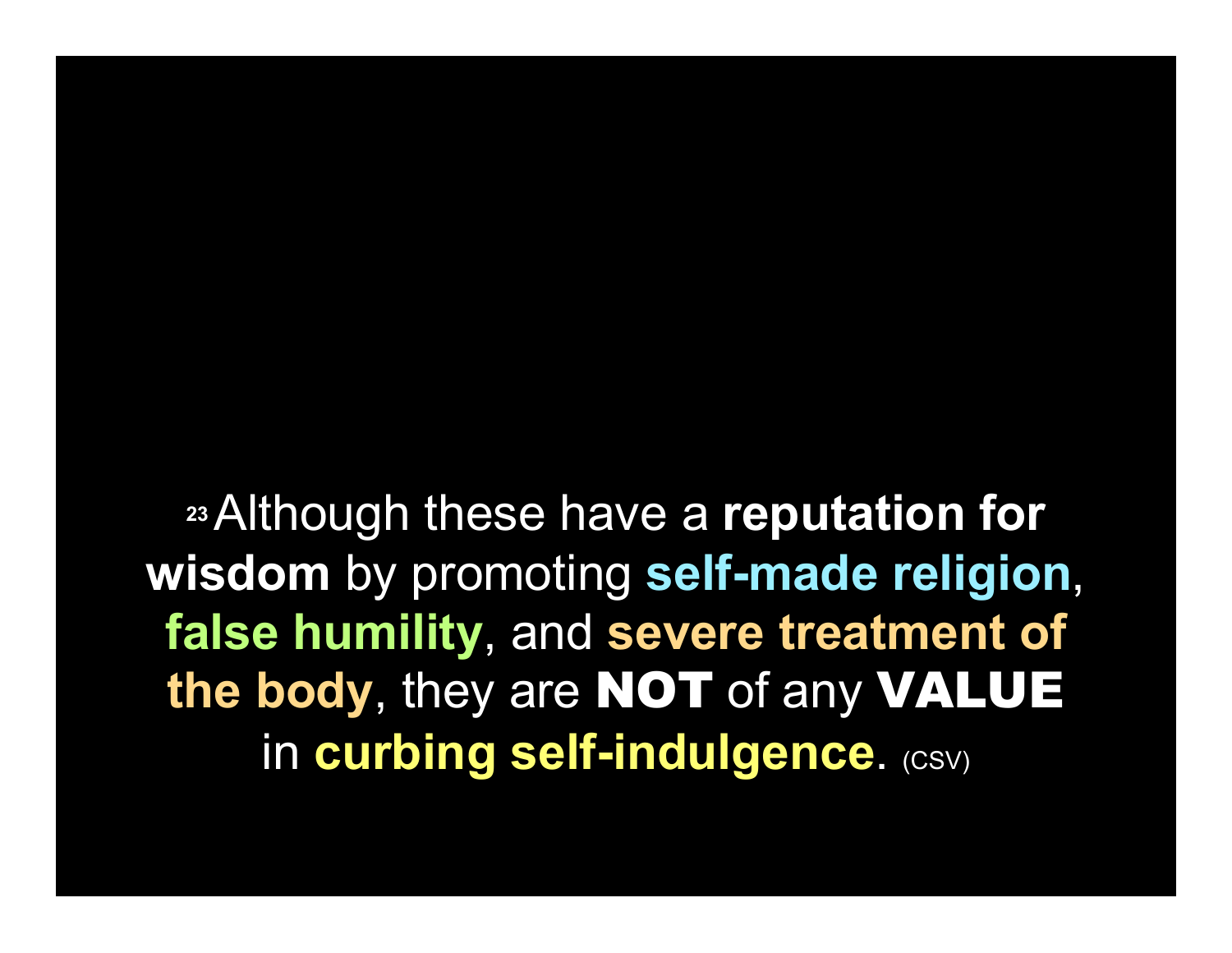[23] Although these have a **reputation for wisdom** by promoting **self-made religion**, **false humility**, and **severe treatment of the body**, they are **NOT** of any **VALUE** in **curbing self-indulgence**. (CSV)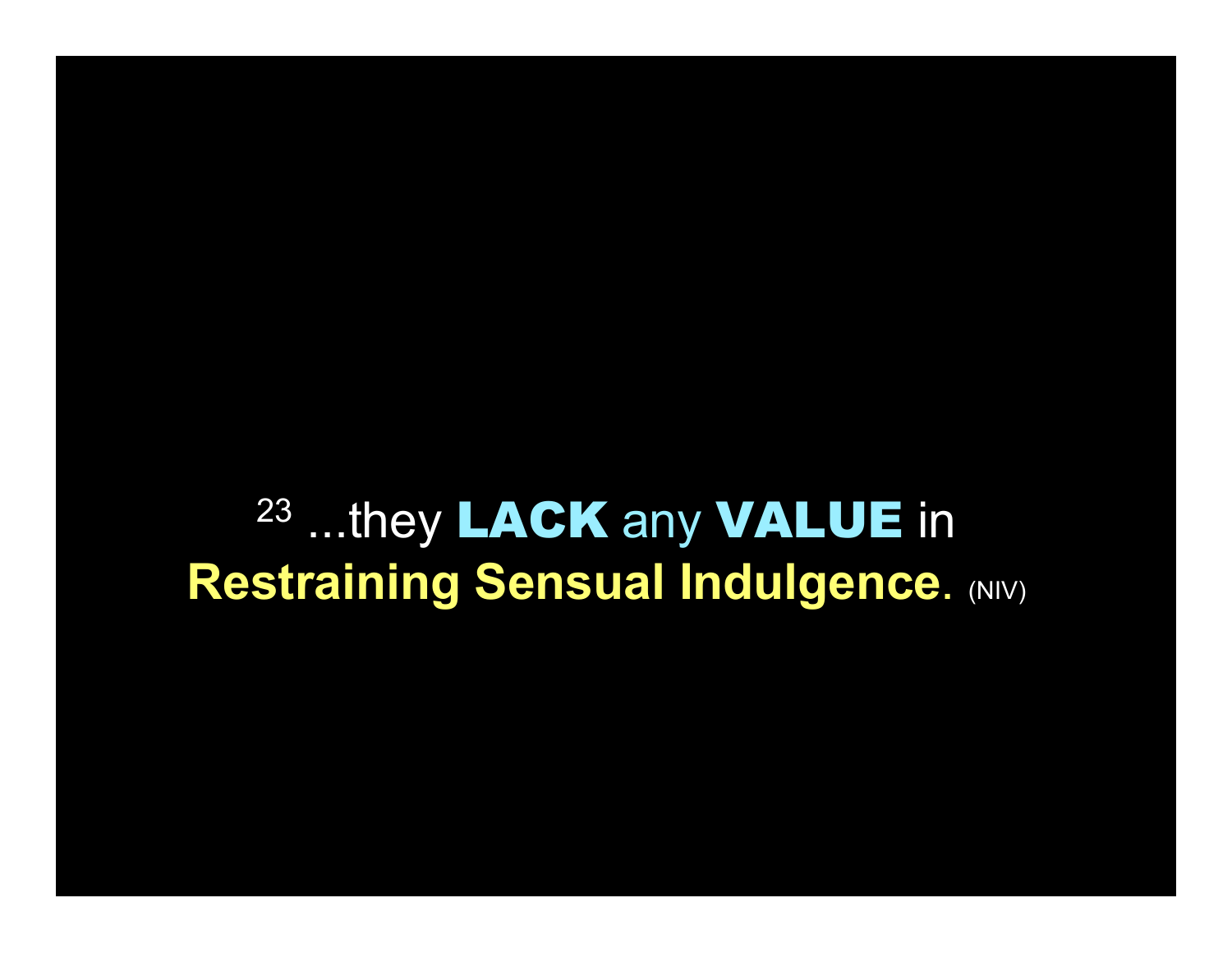[23] ...they **LACK** any **VALUE** in **Restraining Sensual Indulgence**. (NIV)